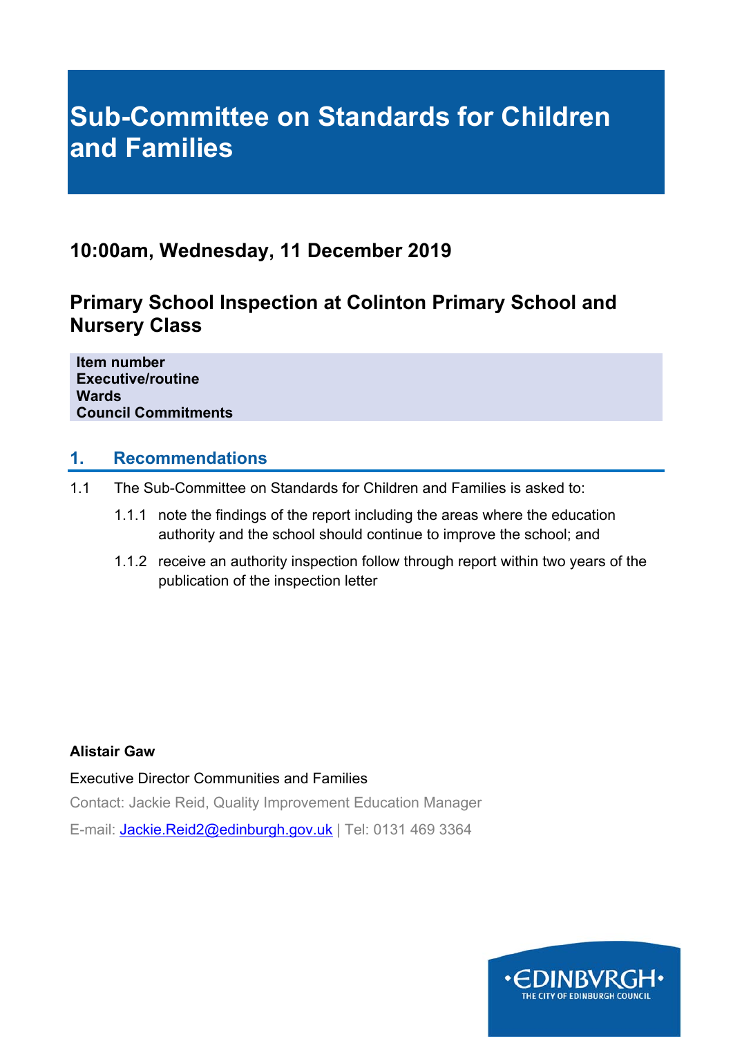# Sub-Committee on Standards for Children and Families

## 10:00am, Wednesday, 11 December 2019

## Primary School Inspection at Colinton Primary School and Nursery Class

| |
|---|
| **Item number** |
| **Executive/routine** |
| **Wards** |
| **Council Commitments** |

## 1. Recommendations

1.1 The Sub-Committee on Standards for Children and Families is asked to:

1.1.1 note the findings of the report including the areas where the education authority and the school should continue to improve the school; and

1.1.2 receive an authority inspection follow through report within two years of the publication of the inspection letter

**Alistair Gaw**

Executive Director Communities and Families

Contact: Jackie Reid, Quality Improvement Education Manager

E-mail: Jackie.Reid2@edinburgh.gov.uk | Tel: 0131 469 3364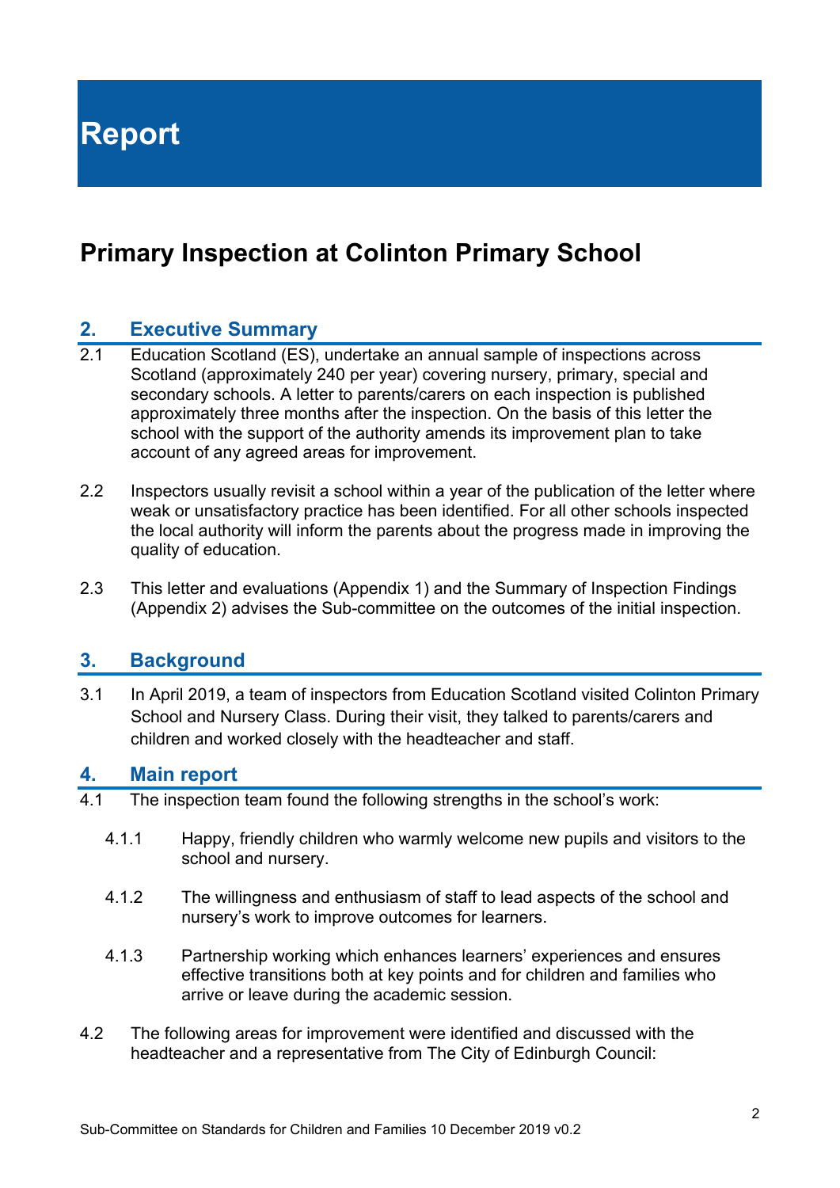# Report

## Primary Inspection at Colinton Primary School

### 2. Executive Summary

2.1 Education Scotland (ES), undertake an annual sample of inspections across Scotland (approximately 240 per year) covering nursery, primary, special and secondary schools. A letter to parents/carers on each inspection is published approximately three months after the inspection. On the basis of this letter the school with the support of the authority amends its improvement plan to take account of any agreed areas for improvement.

2.2 Inspectors usually revisit a school within a year of the publication of the letter where weak or unsatisfactory practice has been identified. For all other schools inspected the local authority will inform the parents about the progress made in improving the quality of education.

2.3 This letter and evaluations (Appendix 1) and the Summary of Inspection Findings (Appendix 2) advises the Sub-committee on the outcomes of the initial inspection.

### 3. Background

3.1 In April 2019, a team of inspectors from Education Scotland visited Colinton Primary School and Nursery Class. During their visit, they talked to parents/carers and children and worked closely with the headteacher and staff.

### 4. Main report

4.1 The inspection team found the following strengths in the school's work:

4.1.1 Happy, friendly children who warmly welcome new pupils and visitors to the school and nursery.

4.1.2 The willingness and enthusiasm of staff to lead aspects of the school and nursery's work to improve outcomes for learners.

4.1.3 Partnership working which enhances learners' experiences and ensures effective transitions both at key points and for children and families who arrive or leave during the academic session.

4.2 The following areas for improvement were identified and discussed with the headteacher and a representative from The City of Edinburgh Council: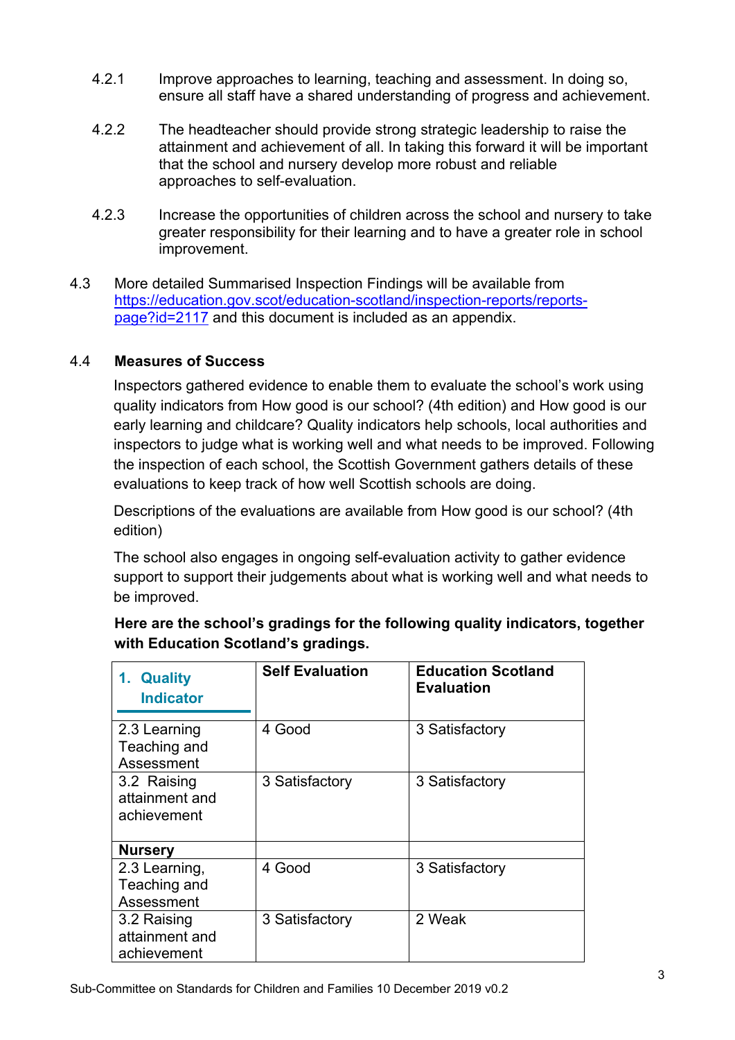4.2.1 Improve approaches to learning, teaching and assessment. In doing so, ensure all staff have a shared understanding of progress and achievement.

4.2.2 The headteacher should provide strong strategic leadership to raise the attainment and achievement of all. In taking this forward it will be important that the school and nursery develop more robust and reliable approaches to self-evaluation.

4.2.3 Increase the opportunities of children across the school and nursery to take greater responsibility for their learning and to have a greater role in school improvement.

4.3 More detailed Summarised Inspection Findings will be available from https://education.gov.scot/education-scotland/inspection-reports/reports-page?id=2117 and this document is included as an appendix.

4.4 **Measures of Success**

Inspectors gathered evidence to enable them to evaluate the school's work using quality indicators from How good is our school? (4th edition) and How good is our early learning and childcare? Quality indicators help schools, local authorities and inspectors to judge what is working well and what needs to be improved. Following the inspection of each school, the Scottish Government gathers details of these evaluations to keep track of how well Scottish schools are doing.

Descriptions of the evaluations are available from How good is our school? (4th edition)

The school also engages in ongoing self-evaluation activity to gather evidence support to support their judgements about what is working well and what needs to be improved.

**Here are the school's gradings for the following quality indicators, together with Education Scotland's gradings.**

| 1. Quality Indicator | Self Evaluation | Education Scotland Evaluation |
|---|---|---|
| 2.3 Learning Teaching and Assessment | 4 Good | 3 Satisfactory |
| 3.2 Raising attainment and achievement | 3 Satisfactory | 3 Satisfactory |
| **Nursery** | | |
| 2.3 Learning, Teaching and Assessment | 4 Good | 3 Satisfactory |
| 3.2 Raising attainment and achievement | 3 Satisfactory | 2 Weak |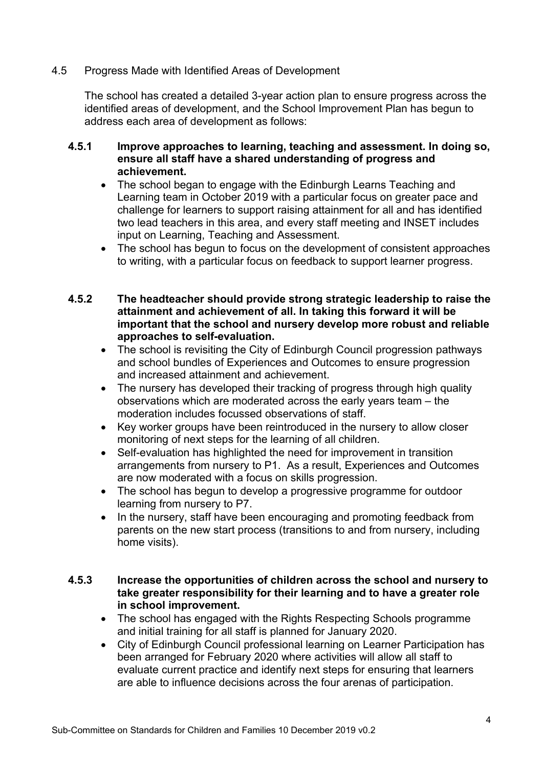## 4.5 Progress Made with Identified Areas of Development

The school has created a detailed 3-year action plan to ensure progress across the identified areas of development, and the School Improvement Plan has begun to address each area of development as follows:

### 4.5.1 Improve approaches to learning, teaching and assessment. In doing so, ensure all staff have a shared understanding of progress and achievement.

- The school began to engage with the Edinburgh Learns Teaching and Learning team in October 2019 with a particular focus on greater pace and challenge for learners to support raising attainment for all and has identified two lead teachers in this area, and every staff meeting and INSET includes input on Learning, Teaching and Assessment.
- The school has begun to focus on the development of consistent approaches to writing, with a particular focus on feedback to support learner progress.

### 4.5.2 The headteacher should provide strong strategic leadership to raise the attainment and achievement of all. In taking this forward it will be important that the school and nursery develop more robust and reliable approaches to self-evaluation.

- The school is revisiting the City of Edinburgh Council progression pathways and school bundles of Experiences and Outcomes to ensure progression and increased attainment and achievement.
- The nursery has developed their tracking of progress through high quality observations which are moderated across the early years team – the moderation includes focussed observations of staff.
- Key worker groups have been reintroduced in the nursery to allow closer monitoring of next steps for the learning of all children.
- Self-evaluation has highlighted the need for improvement in transition arrangements from nursery to P1. As a result, Experiences and Outcomes are now moderated with a focus on skills progression.
- The school has begun to develop a progressive programme for outdoor learning from nursery to P7.
- In the nursery, staff have been encouraging and promoting feedback from parents on the new start process (transitions to and from nursery, including home visits).

### 4.5.3 Increase the opportunities of children across the school and nursery to take greater responsibility for their learning and to have a greater role in school improvement.

- The school has engaged with the Rights Respecting Schools programme and initial training for all staff is planned for January 2020.
- City of Edinburgh Council professional learning on Learner Participation has been arranged for February 2020 where activities will allow all staff to evaluate current practice and identify next steps for ensuring that learners are able to influence decisions across the four arenas of participation.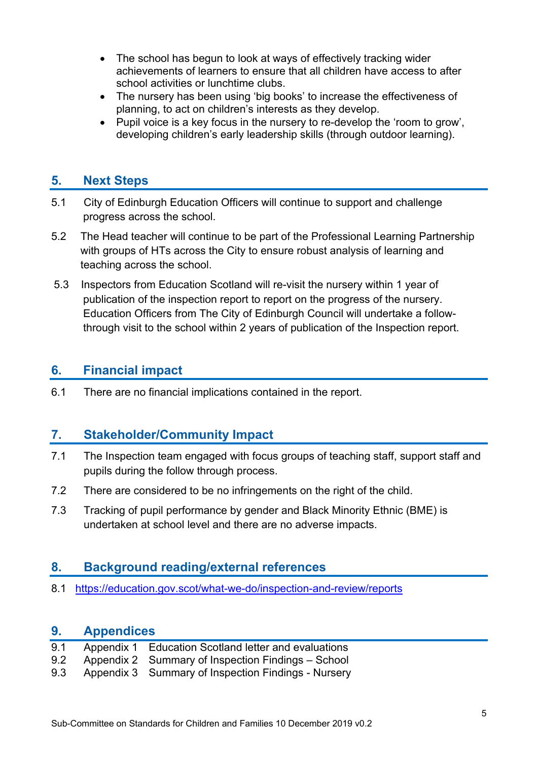- The school has begun to look at ways of effectively tracking wider achievements of learners to ensure that all children have access to after school activities or lunchtime clubs.
- The nursery has been using 'big books' to increase the effectiveness of planning, to act on children's interests as they develop.
- Pupil voice is a key focus in the nursery to re-develop the 'room to grow', developing children's early leadership skills (through outdoor learning).

## 5. Next Steps

5.1 City of Edinburgh Education Officers will continue to support and challenge progress across the school.

5.2 The Head teacher will continue to be part of the Professional Learning Partnership with groups of HTs across the City to ensure robust analysis of learning and teaching across the school.

5.3 Inspectors from Education Scotland will re-visit the nursery within 1 year of publication of the inspection report to report on the progress of the nursery. Education Officers from The City of Edinburgh Council will undertake a follow-through visit to the school within 2 years of publication of the Inspection report.

## 6. Financial impact

6.1 There are no financial implications contained in the report.

## 7. Stakeholder/Community Impact

7.1 The Inspection team engaged with focus groups of teaching staff, support staff and pupils during the follow through process.

7.2 There are considered to be no infringements on the right of the child.

7.3 Tracking of pupil performance by gender and Black Minority Ethnic (BME) is undertaken at school level and there are no adverse impacts.

## 8. Background reading/external references

8.1 https://education.gov.scot/what-we-do/inspection-and-review/reports

## 9. Appendices

9.1 Appendix 1 Education Scotland letter and evaluations
9.2 Appendix 2 Summary of Inspection Findings – School
9.3 Appendix 3 Summary of Inspection Findings - Nursery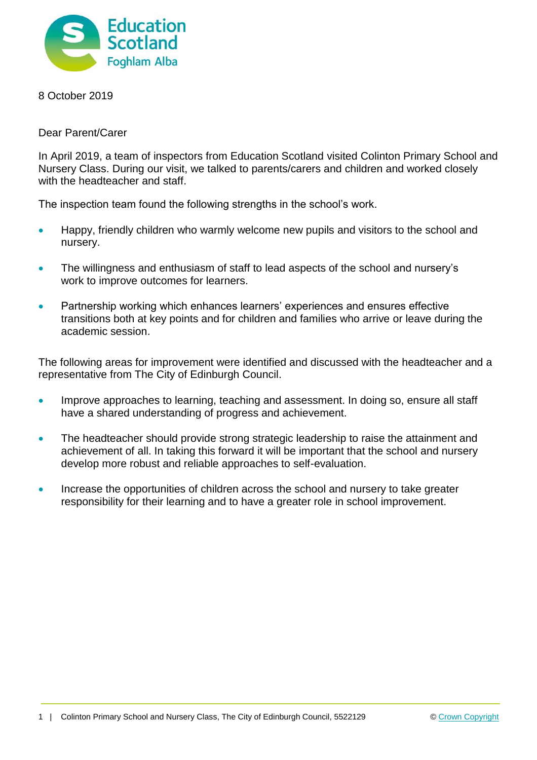8 October 2019

Dear Parent/Carer

In April 2019, a team of inspectors from Education Scotland visited Colinton Primary School and Nursery Class. During our visit, we talked to parents/carers and children and worked closely with the headteacher and staff.

The inspection team found the following strengths in the school's work.

- Happy, friendly children who warmly welcome new pupils and visitors to the school and nursery.
- The willingness and enthusiasm of staff to lead aspects of the school and nursery's work to improve outcomes for learners.
- Partnership working which enhances learners' experiences and ensures effective transitions both at key points and for children and families who arrive or leave during the academic session.

The following areas for improvement were identified and discussed with the headteacher and a representative from The City of Edinburgh Council.

- Improve approaches to learning, teaching and assessment. In doing so, ensure all staff have a shared understanding of progress and achievement.
- The headteacher should provide strong strategic leadership to raise the attainment and achievement of all. In taking this forward it will be important that the school and nursery develop more robust and reliable approaches to self-evaluation.
- Increase the opportunities of children across the school and nursery to take greater responsibility for their learning and to have a greater role in school improvement.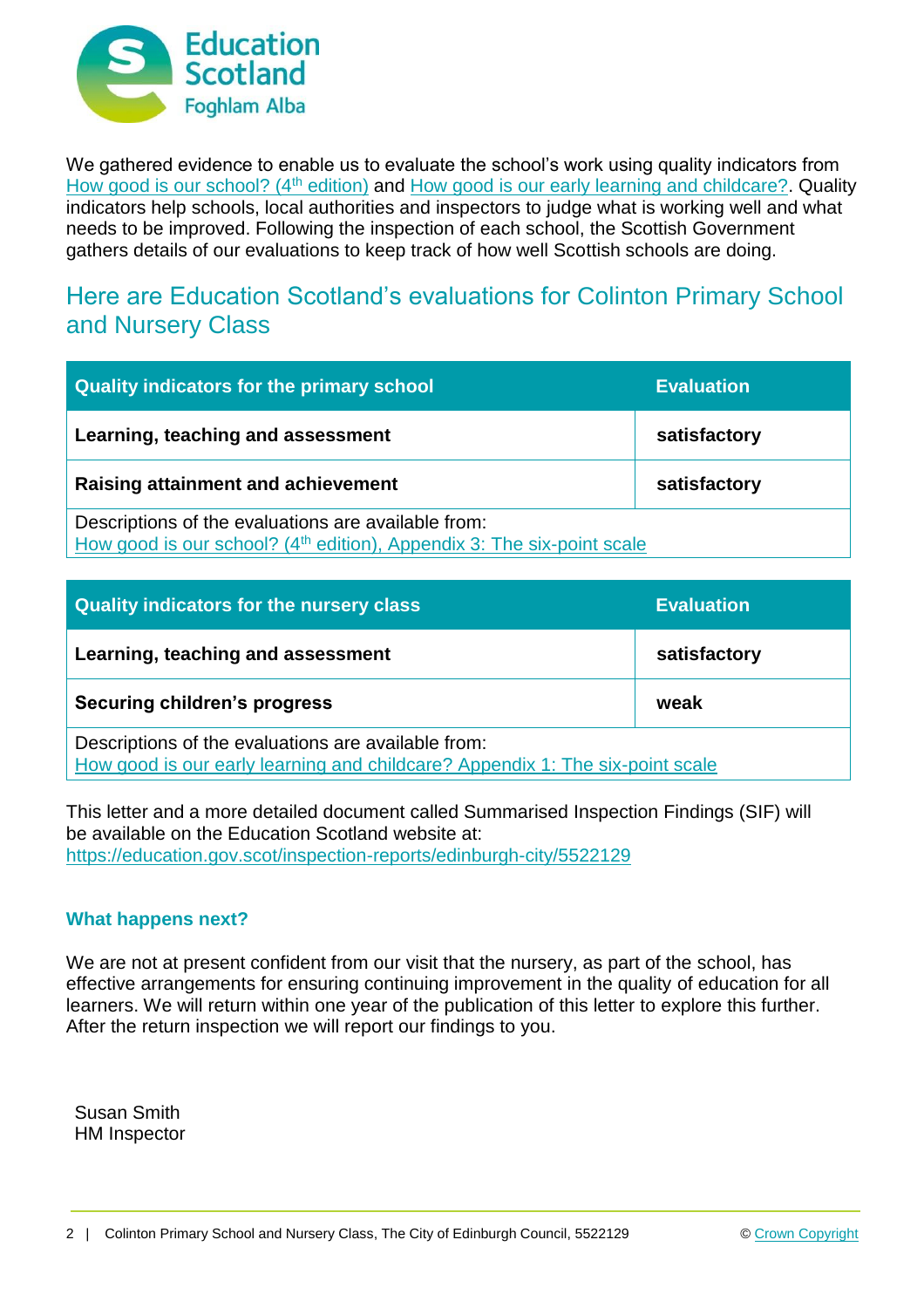We gathered evidence to enable us to evaluate the school's work using quality indicators from How good is our school? (4th edition) and How good is our early learning and childcare?. Quality indicators help schools, local authorities and inspectors to judge what is working well and what needs to be improved. Following the inspection of each school, the Scottish Government gathers details of our evaluations to keep track of how well Scottish schools are doing.

## Here are Education Scotland's evaluations for Colinton Primary School and Nursery Class

| Quality indicators for the primary school | Evaluation |
|---|---|
| **Learning, teaching and assessment** | **satisfactory** |
| **Raising attainment and achievement** | **satisfactory** |
| Descriptions of the evaluations are available from: How good is our school? (4th edition), Appendix 3: The six-point scale | |

| Quality indicators for the nursery class | Evaluation |
|---|---|
| **Learning, teaching and assessment** | **satisfactory** |
| **Securing children's progress** | **weak** |
| Descriptions of the evaluations are available from: How good is our early learning and childcare? Appendix 1: The six-point scale | |

This letter and a more detailed document called Summarised Inspection Findings (SIF) will be available on the Education Scotland website at: https://education.gov.scot/inspection-reports/edinburgh-city/5522129

### What happens next?

We are not at present confident from our visit that the nursery, as part of the school, has effective arrangements for ensuring continuing improvement in the quality of education for all learners. We will return within one year of the publication of this letter to explore this further. After the return inspection we will report our findings to you.

Susan Smith
HM Inspector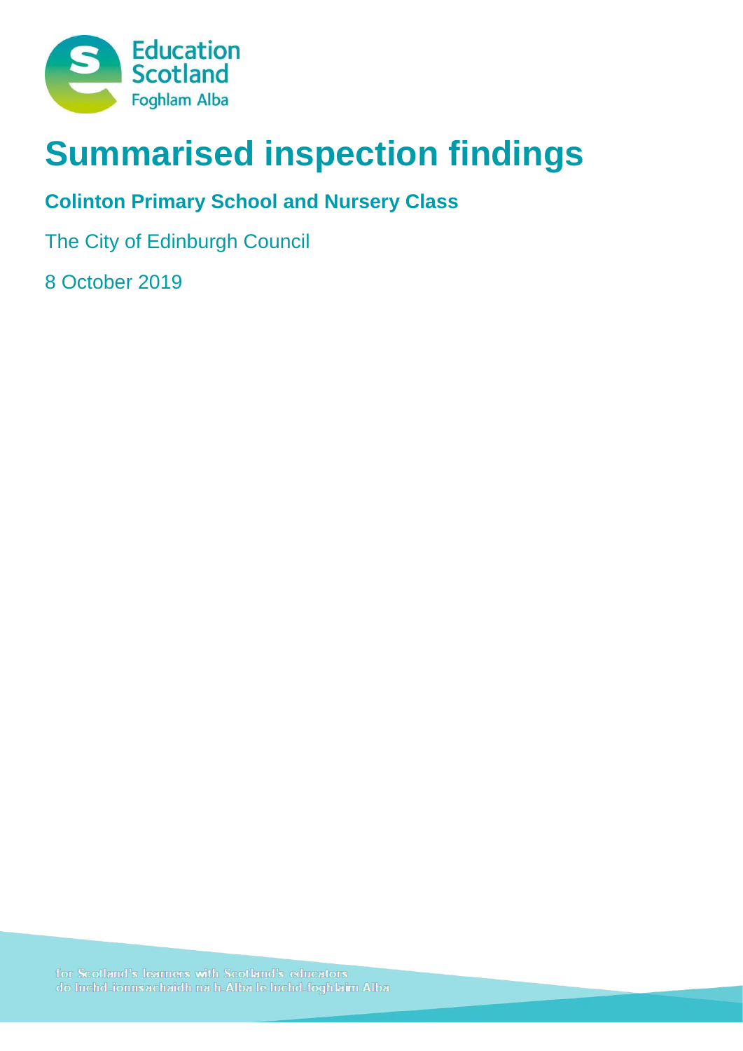# Summarised inspection findings

**Colinton Primary School and Nursery Class**

The City of Edinburgh Council

8 October 2019

for Scotland's learners with Scotland's educators
do luchd-ionnsachaidh na h-Alba le luchd-foghlaim Alba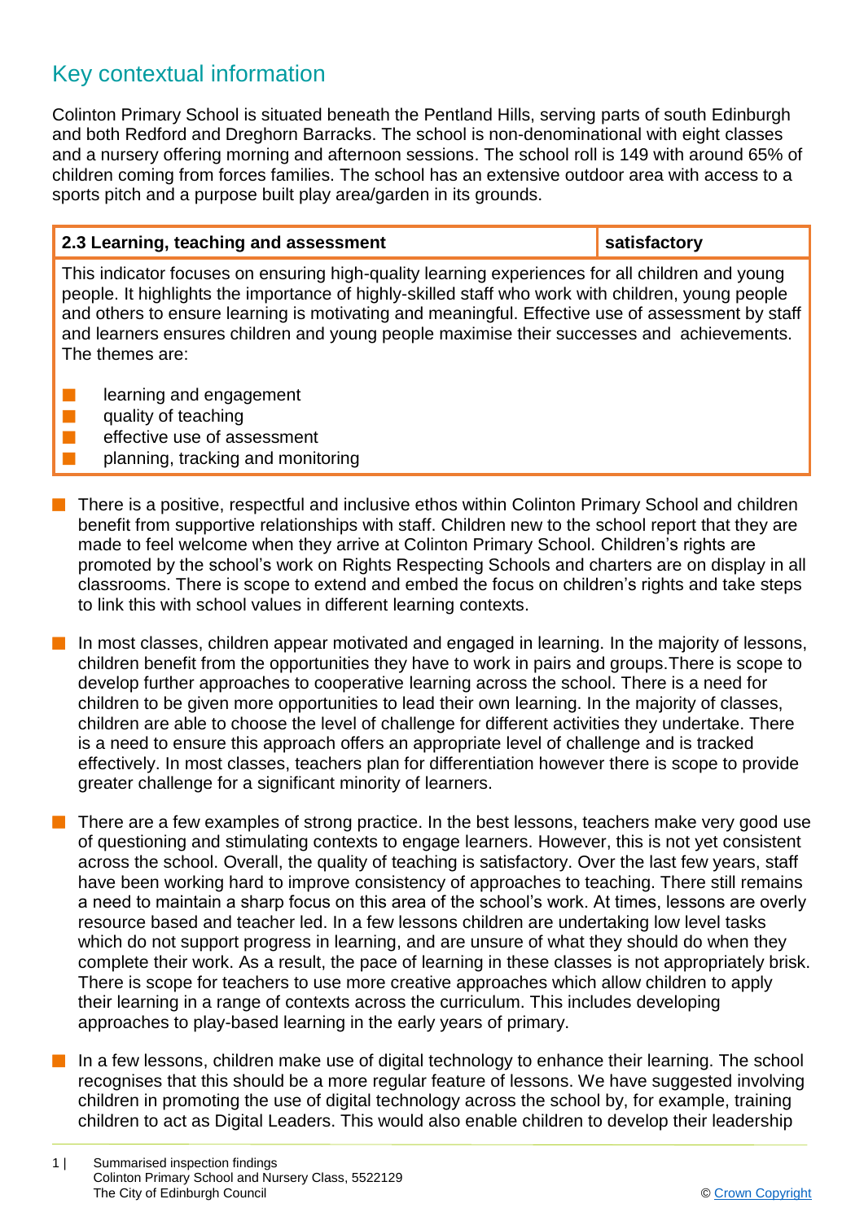## Key contextual information

Colinton Primary School is situated beneath the Pentland Hills, serving parts of south Edinburgh and both Redford and Dreghorn Barracks. The school is non-denominational with eight classes and a nursery offering morning and afternoon sessions. The school roll is 149 with around 65% of children coming from forces families. The school has an extensive outdoor area with access to a sports pitch and a purpose built play area/garden in its grounds.

| 2.3 Learning, teaching and assessment | satisfactory |
|---|---|
| This indicator focuses on ensuring high-quality learning experiences for all children and young people. It highlights the importance of highly-skilled staff who work with children, young people and others to ensure learning is motivating and meaningful. Effective use of assessment by staff and learners ensures children and young people maximise their successes and achievements. The themes are:<br>- learning and engagement<br>- quality of teaching<br>- effective use of assessment<br>- planning, tracking and monitoring | |

- There is a positive, respectful and inclusive ethos within Colinton Primary School and children benefit from supportive relationships with staff. Children new to the school report that they are made to feel welcome when they arrive at Colinton Primary School. Children's rights are promoted by the school's work on Rights Respecting Schools and charters are on display in all classrooms. There is scope to extend and embed the focus on children's rights and take steps to link this with school values in different learning contexts.

- In most classes, children appear motivated and engaged in learning. In the majority of lessons, children benefit from the opportunities they have to work in pairs and groups.There is scope to develop further approaches to cooperative learning across the school. There is a need for children to be given more opportunities to lead their own learning. In the majority of classes, children are able to choose the level of challenge for different activities they undertake. There is a need to ensure this approach offers an appropriate level of challenge and is tracked effectively. In most classes, teachers plan for differentiation however there is scope to provide greater challenge for a significant minority of learners.

- There are a few examples of strong practice. In the best lessons, teachers make very good use of questioning and stimulating contexts to engage learners. However, this is not yet consistent across the school. Overall, the quality of teaching is satisfactory. Over the last few years, staff have been working hard to improve consistency of approaches to teaching. There still remains a need to maintain a sharp focus on this area of the school's work. At times, lessons are overly resource based and teacher led. In a few lessons children are undertaking low level tasks which do not support progress in learning, and are unsure of what they should do when they complete their work. As a result, the pace of learning in these classes is not appropriately brisk. There is scope for teachers to use more creative approaches which allow children to apply their learning in a range of contexts across the curriculum. This includes developing approaches to play-based learning in the early years of primary.

- In a few lessons, children make use of digital technology to enhance their learning. The school recognises that this should be a more regular feature of lessons. We have suggested involving children in promoting the use of digital technology across the school by, for example, training children to act as Digital Leaders. This would also enable children to develop their leadership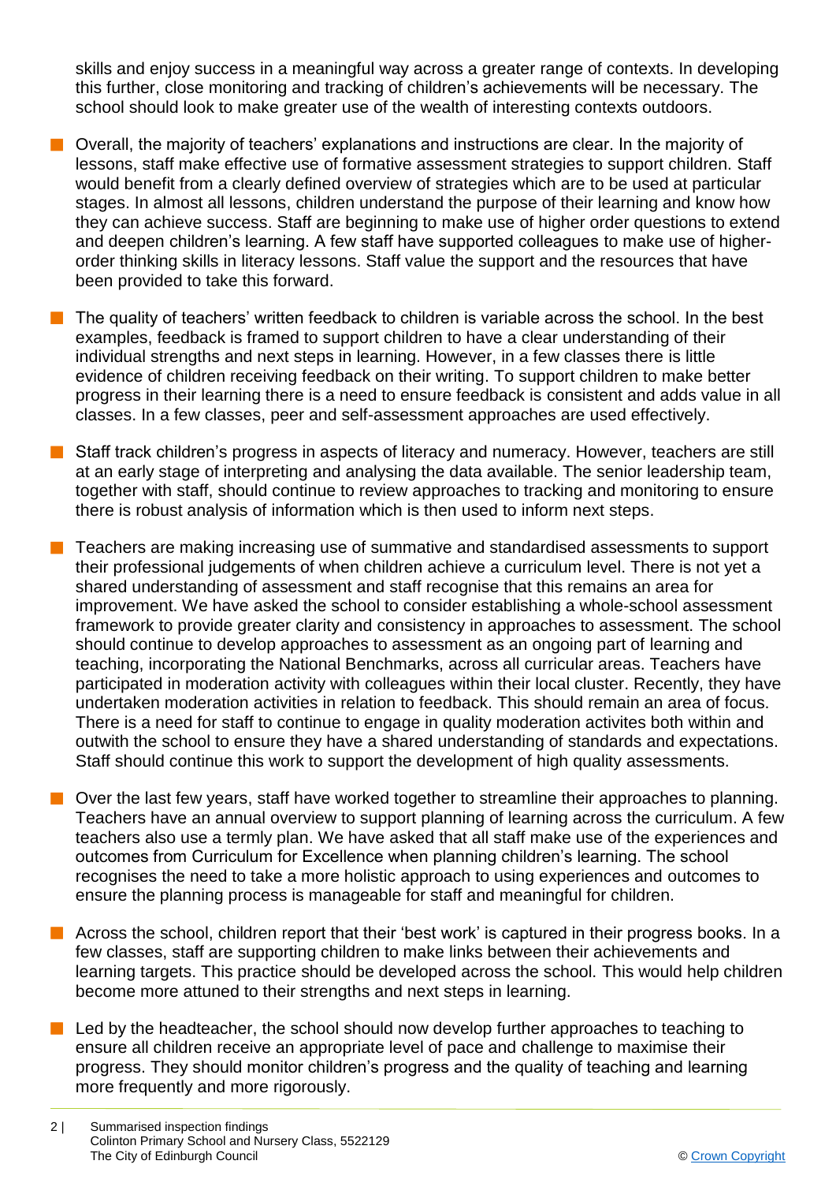skills and enjoy success in a meaningful way across a greater range of contexts. In developing this further, close monitoring and tracking of children's achievements will be necessary. The school should look to make greater use of the wealth of interesting contexts outdoors.

- Overall, the majority of teachers' explanations and instructions are clear. In the majority of lessons, staff make effective use of formative assessment strategies to support children. Staff would benefit from a clearly defined overview of strategies which are to be used at particular stages. In almost all lessons, children understand the purpose of their learning and know how they can achieve success. Staff are beginning to make use of higher order questions to extend and deepen children's learning. A few staff have supported colleagues to make use of higher-order thinking skills in literacy lessons. Staff value the support and the resources that have been provided to take this forward.

- The quality of teachers' written feedback to children is variable across the school. In the best examples, feedback is framed to support children to have a clear understanding of their individual strengths and next steps in learning. However, in a few classes there is little evidence of children receiving feedback on their writing. To support children to make better progress in their learning there is a need to ensure feedback is consistent and adds value in all classes. In a few classes, peer and self-assessment approaches are used effectively.

- Staff track children's progress in aspects of literacy and numeracy. However, teachers are still at an early stage of interpreting and analysing the data available. The senior leadership team, together with staff, should continue to review approaches to tracking and monitoring to ensure there is robust analysis of information which is then used to inform next steps.

- Teachers are making increasing use of summative and standardised assessments to support their professional judgements of when children achieve a curriculum level. There is not yet a shared understanding of assessment and staff recognise that this remains an area for improvement. We have asked the school to consider establishing a whole-school assessment framework to provide greater clarity and consistency in approaches to assessment. The school should continue to develop approaches to assessment as an ongoing part of learning and teaching, incorporating the National Benchmarks, across all curricular areas. Teachers have participated in moderation activity with colleagues within their local cluster. Recently, they have undertaken moderation activities in relation to feedback. This should remain an area of focus. There is a need for staff to continue to engage in quality moderation activites both within and outwith the school to ensure they have a shared understanding of standards and expectations. Staff should continue this work to support the development of high quality assessments.

- Over the last few years, staff have worked together to streamline their approaches to planning. Teachers have an annual overview to support planning of learning across the curriculum. A few teachers also use a termly plan. We have asked that all staff make use of the experiences and outcomes from Curriculum for Excellence when planning children's learning. The school recognises the need to take a more holistic approach to using experiences and outcomes to ensure the planning process is manageable for staff and meaningful for children.

- Across the school, children report that their 'best work' is captured in their progress books. In a few classes, staff are supporting children to make links between their achievements and learning targets. This practice should be developed across the school. This would help children become more attuned to their strengths and next steps in learning.

- Led by the headteacher, the school should now develop further approaches to teaching to ensure all children receive an appropriate level of pace and challenge to maximise their progress. They should monitor children's progress and the quality of teaching and learning more frequently and more rigorously.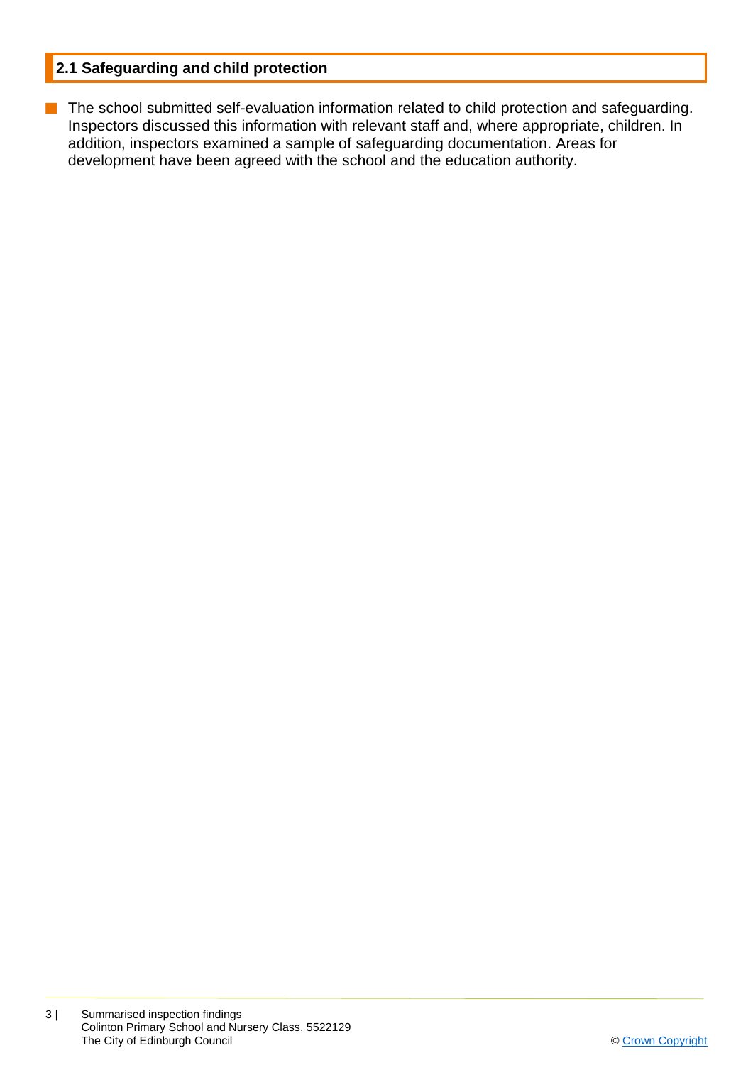## 2.1 Safeguarding and child protection

- The school submitted self-evaluation information related to child protection and safeguarding. Inspectors discussed this information with relevant staff and, where appropriate, children. In addition, inspectors examined a sample of safeguarding documentation. Areas for development have been agreed with the school and the education authority.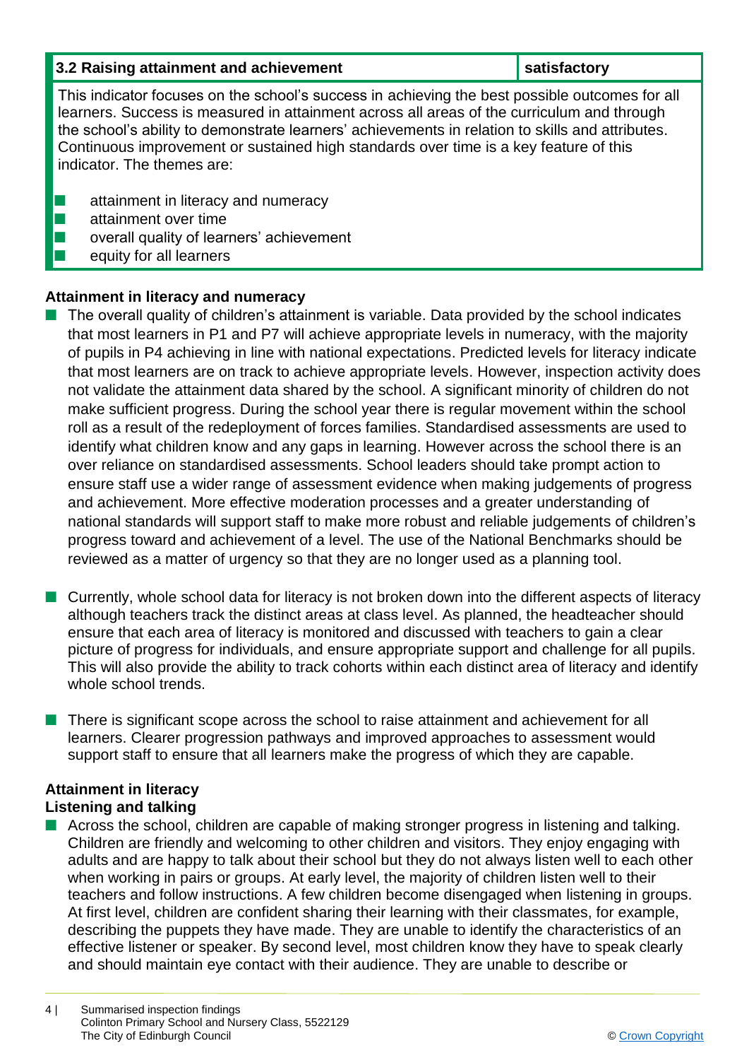| 3.2 Raising attainment and achievement | satisfactory |
|---|---|

This indicator focuses on the school's success in achieving the best possible outcomes for all learners. Success is measured in attainment across all areas of the curriculum and through the school's ability to demonstrate learners' achievements in relation to skills and attributes. Continuous improvement or sustained high standards over time is a key feature of this indicator. The themes are:

- attainment in literacy and numeracy
- attainment over time
- overall quality of learners' achievement
- equity for all learners

**Attainment in literacy and numeracy**

- The overall quality of children's attainment is variable. Data provided by the school indicates that most learners in P1 and P7 will achieve appropriate levels in numeracy, with the majority of pupils in P4 achieving in line with national expectations. Predicted levels for literacy indicate that most learners are on track to achieve appropriate levels. However, inspection activity does not validate the attainment data shared by the school. A significant minority of children do not make sufficient progress. During the school year there is regular movement within the school roll as a result of the redeployment of forces families. Standardised assessments are used to identify what children know and any gaps in learning. However across the school there is an over reliance on standardised assessments. School leaders should take prompt action to ensure staff use a wider range of assessment evidence when making judgements of progress and achievement. More effective moderation processes and a greater understanding of national standards will support staff to make more robust and reliable judgements of children's progress toward and achievement of a level. The use of the National Benchmarks should be reviewed as a matter of urgency so that they are no longer used as a planning tool.

- Currently, whole school data for literacy is not broken down into the different aspects of literacy although teachers track the distinct areas at class level. As planned, the headteacher should ensure that each area of literacy is monitored and discussed with teachers to gain a clear picture of progress for individuals, and ensure appropriate support and challenge for all pupils. This will also provide the ability to track cohorts within each distinct area of literacy and identify whole school trends.

- There is significant scope across the school to raise attainment and achievement for all learners. Clearer progression pathways and improved approaches to assessment would support staff to ensure that all learners make the progress of which they are capable.

**Attainment in literacy**
**Listening and talking**

- Across the school, children are capable of making stronger progress in listening and talking. Children are friendly and welcoming to other children and visitors. They enjoy engaging with adults and are happy to talk about their school but they do not always listen well to each other when working in pairs or groups. At early level, the majority of children listen well to their teachers and follow instructions. A few children become disengaged when listening in groups. At first level, children are confident sharing their learning with their classmates, for example, describing the puppets they have made. They are unable to identify the characteristics of an effective listener or speaker. By second level, most children know they have to speak clearly and should maintain eye contact with their audience. They are unable to describe or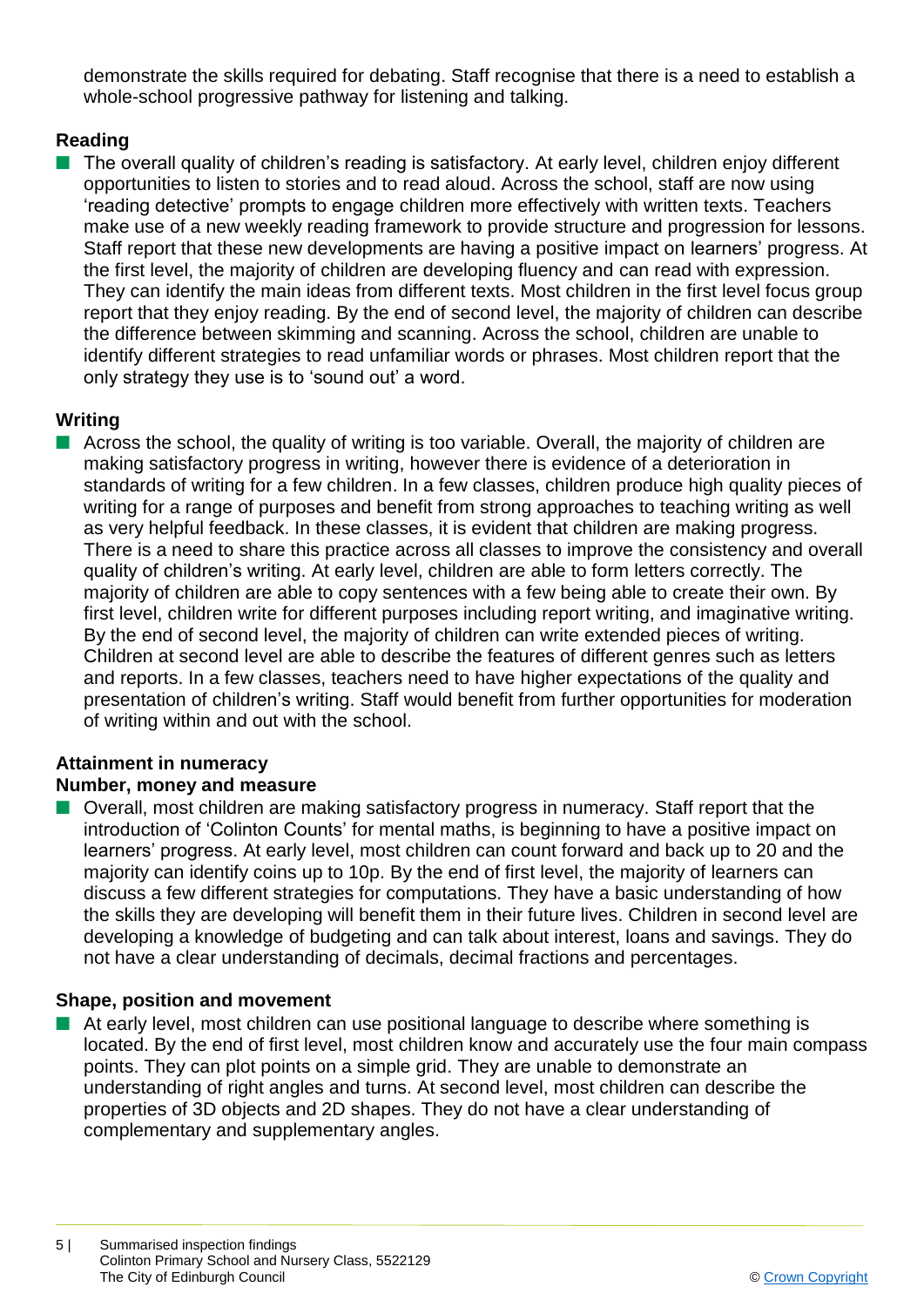demonstrate the skills required for debating. Staff recognise that there is a need to establish a whole-school progressive pathway for listening and talking.

**Reading**

- The overall quality of children's reading is satisfactory. At early level, children enjoy different opportunities to listen to stories and to read aloud. Across the school, staff are now using 'reading detective' prompts to engage children more effectively with written texts. Teachers make use of a new weekly reading framework to provide structure and progression for lessons. Staff report that these new developments are having a positive impact on learners' progress. At the first level, the majority of children are developing fluency and can read with expression. They can identify the main ideas from different texts. Most children in the first level focus group report that they enjoy reading. By the end of second level, the majority of children can describe the difference between skimming and scanning. Across the school, children are unable to identify different strategies to read unfamiliar words or phrases. Most children report that the only strategy they use is to 'sound out' a word.

**Writing**

- Across the school, the quality of writing is too variable. Overall, the majority of children are making satisfactory progress in writing, however there is evidence of a deterioration in standards of writing for a few children. In a few classes, children produce high quality pieces of writing for a range of purposes and benefit from strong approaches to teaching writing as well as very helpful feedback. In these classes, it is evident that children are making progress. There is a need to share this practice across all classes to improve the consistency and overall quality of children's writing. At early level, children are able to form letters correctly. The majority of children are able to copy sentences with a few being able to create their own. By first level, children write for different purposes including report writing, and imaginative writing. By the end of second level, the majority of children can write extended pieces of writing. Children at second level are able to describe the features of different genres such as letters and reports. In a few classes, teachers need to have higher expectations of the quality and presentation of children's writing. Staff would benefit from further opportunities for moderation of writing within and out with the school.

**Attainment in numeracy**

**Number, money and measure**

- Overall, most children are making satisfactory progress in numeracy. Staff report that the introduction of 'Colinton Counts' for mental maths, is beginning to have a positive impact on learners' progress. At early level, most children can count forward and back up to 20 and the majority can identify coins up to 10p. By the end of first level, the majority of learners can discuss a few different strategies for computations. They have a basic understanding of how the skills they are developing will benefit them in their future lives. Children in second level are developing a knowledge of budgeting and can talk about interest, loans and savings. They do not have a clear understanding of decimals, decimal fractions and percentages.

**Shape, position and movement**

- At early level, most children can use positional language to describe where something is located. By the end of first level, most children know and accurately use the four main compass points. They can plot points on a simple grid. They are unable to demonstrate an understanding of right angles and turns. At second level, most children can describe the properties of 3D objects and 2D shapes. They do not have a clear understanding of complementary and supplementary angles.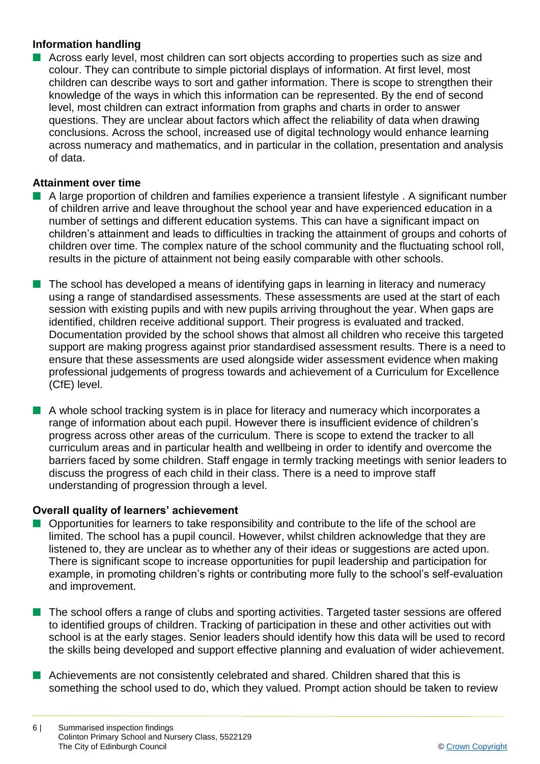### Information handling

- Across early level, most children can sort objects according to properties such as size and colour. They can contribute to simple pictorial displays of information. At first level, most children can describe ways to sort and gather information. There is scope to strengthen their knowledge of the ways in which this information can be represented. By the end of second level, most children can extract information from graphs and charts in order to answer questions. They are unclear about factors which affect the reliability of data when drawing conclusions. Across the school, increased use of digital technology would enhance learning across numeracy and mathematics, and in particular in the collation, presentation and analysis of data.

### Attainment over time

- A large proportion of children and families experience a transient lifestyle . A significant number of children arrive and leave throughout the school year and have experienced education in a number of settings and different education systems. This can have a significant impact on children's attainment and leads to difficulties in tracking the attainment of groups and cohorts of children over time. The complex nature of the school community and the fluctuating school roll, results in the picture of attainment not being easily comparable with other schools.

- The school has developed a means of identifying gaps in learning in literacy and numeracy using a range of standardised assessments. These assessments are used at the start of each session with existing pupils and with new pupils arriving throughout the year. When gaps are identified, children receive additional support. Their progress is evaluated and tracked. Documentation provided by the school shows that almost all children who receive this targeted support are making progress against prior standardised assessment results. There is a need to ensure that these assessments are used alongside wider assessment evidence when making professional judgements of progress towards and achievement of a Curriculum for Excellence (CfE) level.

- A whole school tracking system is in place for literacy and numeracy which incorporates a range of information about each pupil. However there is insufficient evidence of children's progress across other areas of the curriculum. There is scope to extend the tracker to all curriculum areas and in particular health and wellbeing in order to identify and overcome the barriers faced by some children. Staff engage in termly tracking meetings with senior leaders to discuss the progress of each child in their class. There is a need to improve staff understanding of progression through a level.

### Overall quality of learners' achievement

- Opportunities for learners to take responsibility and contribute to the life of the school are limited. The school has a pupil council. However, whilst children acknowledge that they are listened to, they are unclear as to whether any of their ideas or suggestions are acted upon. There is significant scope to increase opportunities for pupil leadership and participation for example, in promoting children's rights or contributing more fully to the school's self-evaluation and improvement.

- The school offers a range of clubs and sporting activities. Targeted taster sessions are offered to identified groups of children. Tracking of participation in these and other activities out with school is at the early stages. Senior leaders should identify how this data will be used to record the skills being developed and support effective planning and evaluation of wider achievement.

- Achievements are not consistently celebrated and shared. Children shared that this is something the school used to do, which they valued. Prompt action should be taken to review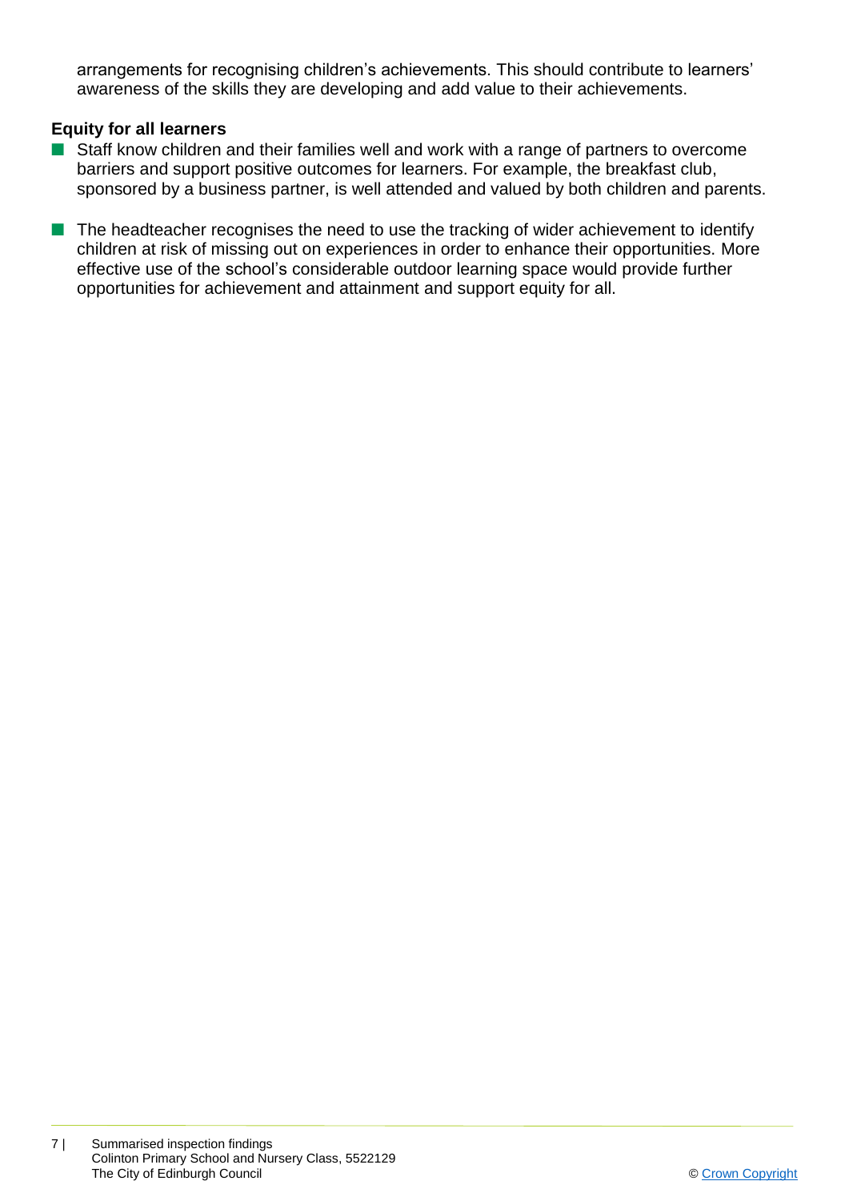arrangements for recognising children's achievements. This should contribute to learners' awareness of the skills they are developing and add value to their achievements.

**Equity for all learners**

- Staff know children and their families well and work with a range of partners to overcome barriers and support positive outcomes for learners. For example, the breakfast club, sponsored by a business partner, is well attended and valued by both children and parents.

- The headteacher recognises the need to use the tracking of wider achievement to identify children at risk of missing out on experiences in order to enhance their opportunities. More effective use of the school's considerable outdoor learning space would provide further opportunities for achievement and attainment and support equity for all.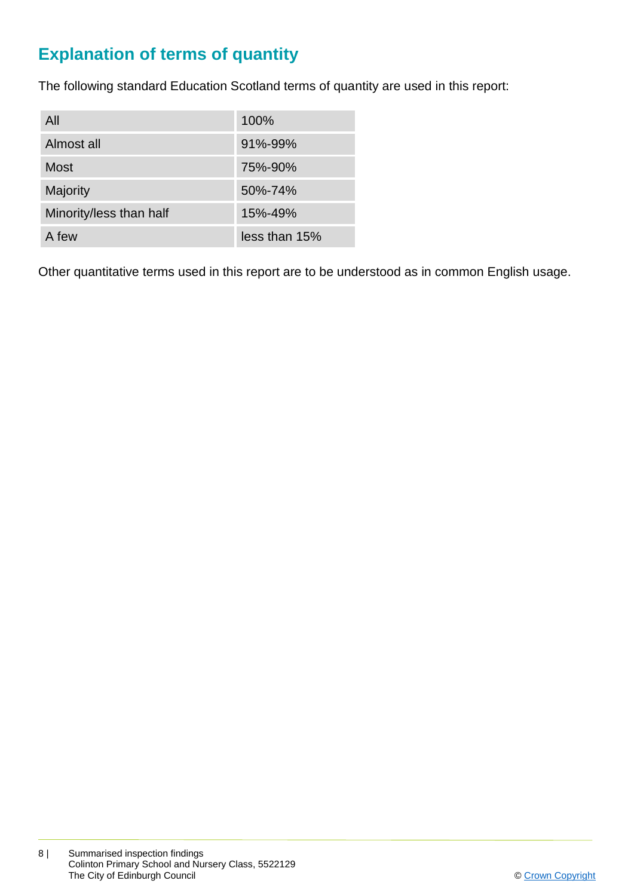## Explanation of terms of quantity

The following standard Education Scotland terms of quantity are used in this report:

| All | 100% |
|---|---|
| Almost all | 91%-99% |
| Most | 75%-90% |
| Majority | 50%-74% |
| Minority/less than half | 15%-49% |
| A few | less than 15% |

Other quantitative terms used in this report are to be understood as in common English usage.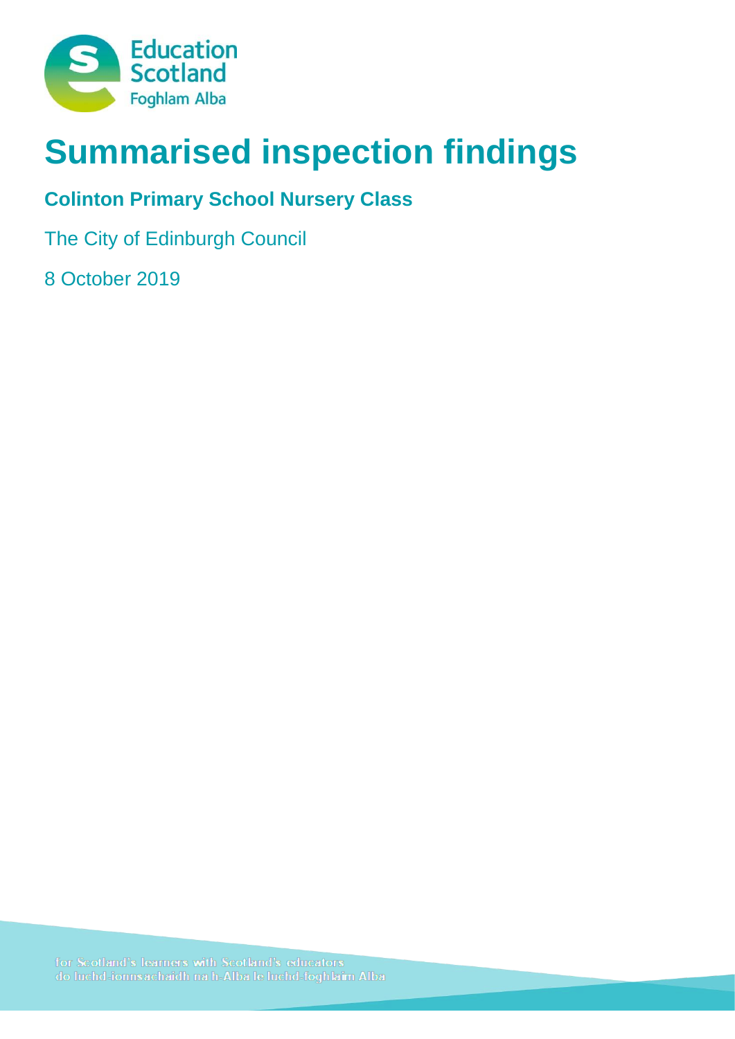Education Scotland
Foghlam Alba

# Summarised inspection findings

**Colinton Primary School Nursery Class**

The City of Edinburgh Council

8 October 2019

for Scotland's learners with Scotland's educators
do luchd-ionnsachaidh na h-Alba le luchd-foghlaim Alba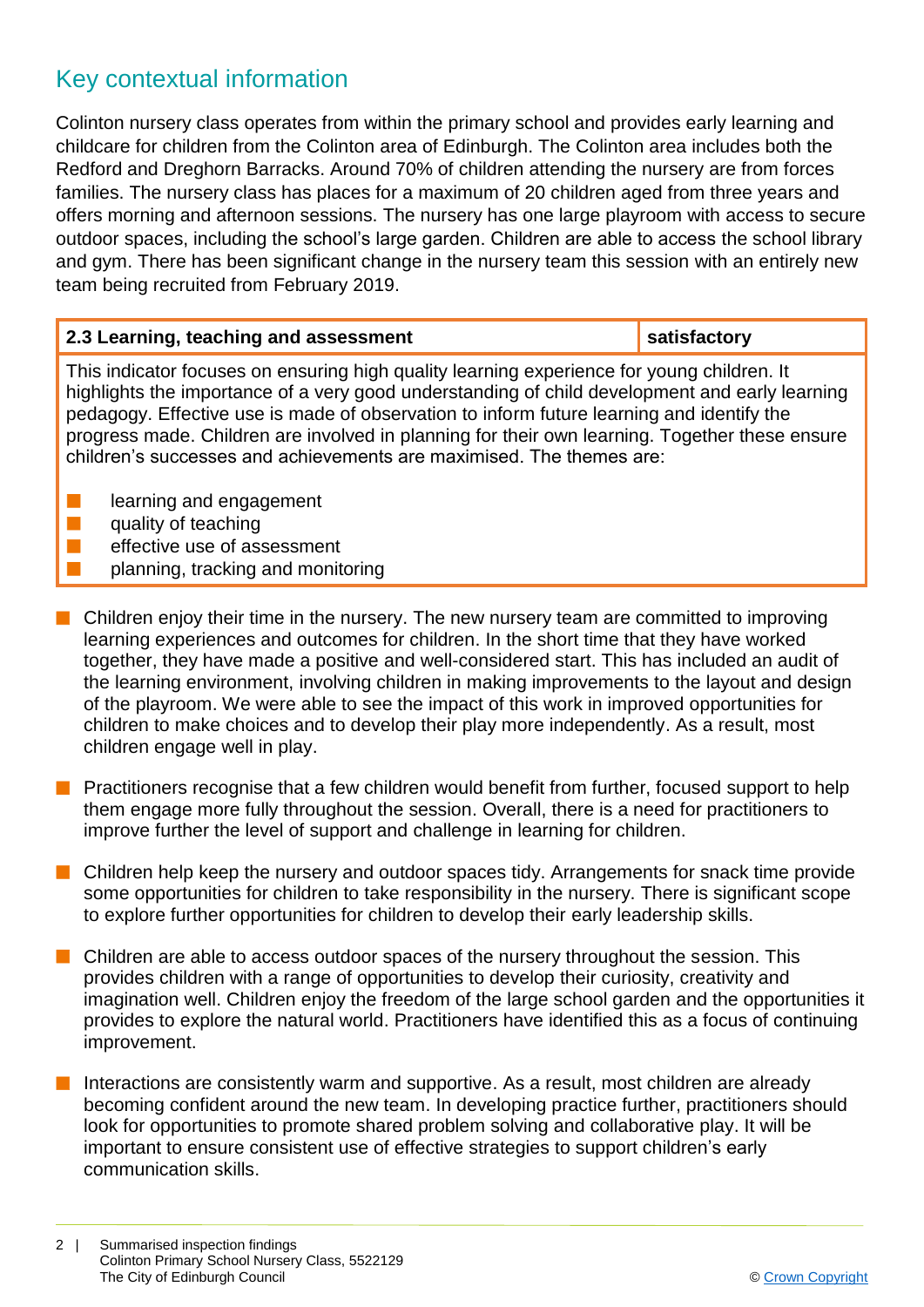## Key contextual information

Colinton nursery class operates from within the primary school and provides early learning and childcare for children from the Colinton area of Edinburgh. The Colinton area includes both the Redford and Dreghorn Barracks. Around 70% of children attending the nursery are from forces families. The nursery class has places for a maximum of 20 children aged from three years and offers morning and afternoon sessions. The nursery has one large playroom with access to secure outdoor spaces, including the school's large garden. Children are able to access the school library and gym. There has been significant change in the nursery team this session with an entirely new team being recruited from February 2019.

| 2.3 Learning, teaching and assessment | satisfactory |
|---|---|
| This indicator focuses on ensuring high quality learning experience for young children. It highlights the importance of a very good understanding of child development and early learning pedagogy. Effective use is made of observation to inform future learning and identify the progress made. Children are involved in planning for their own learning. Together these ensure children's successes and achievements are maximised. The themes are:<br>- learning and engagement<br>- quality of teaching<br>- effective use of assessment<br>- planning, tracking and monitoring | |

- Children enjoy their time in the nursery. The new nursery team are committed to improving learning experiences and outcomes for children. In the short time that they have worked together, they have made a positive and well-considered start. This has included an audit of the learning environment, involving children in making improvements to the layout and design of the playroom. We were able to see the impact of this work in improved opportunities for children to make choices and to develop their play more independently. As a result, most children engage well in play.

- Practitioners recognise that a few children would benefit from further, focused support to help them engage more fully throughout the session. Overall, there is a need for practitioners to improve further the level of support and challenge in learning for children.

- Children help keep the nursery and outdoor spaces tidy. Arrangements for snack time provide some opportunities for children to take responsibility in the nursery. There is significant scope to explore further opportunities for children to develop their early leadership skills.

- Children are able to access outdoor spaces of the nursery throughout the session. This provides children with a range of opportunities to develop their curiosity, creativity and imagination well. Children enjoy the freedom of the large school garden and the opportunities it provides to explore the natural world. Practitioners have identified this as a focus of continuing improvement.

- Interactions are consistently warm and supportive. As a result, most children are already becoming confident around the new team. In developing practice further, practitioners should look for opportunities to promote shared problem solving and collaborative play. It will be important to ensure consistent use of effective strategies to support children's early communication skills.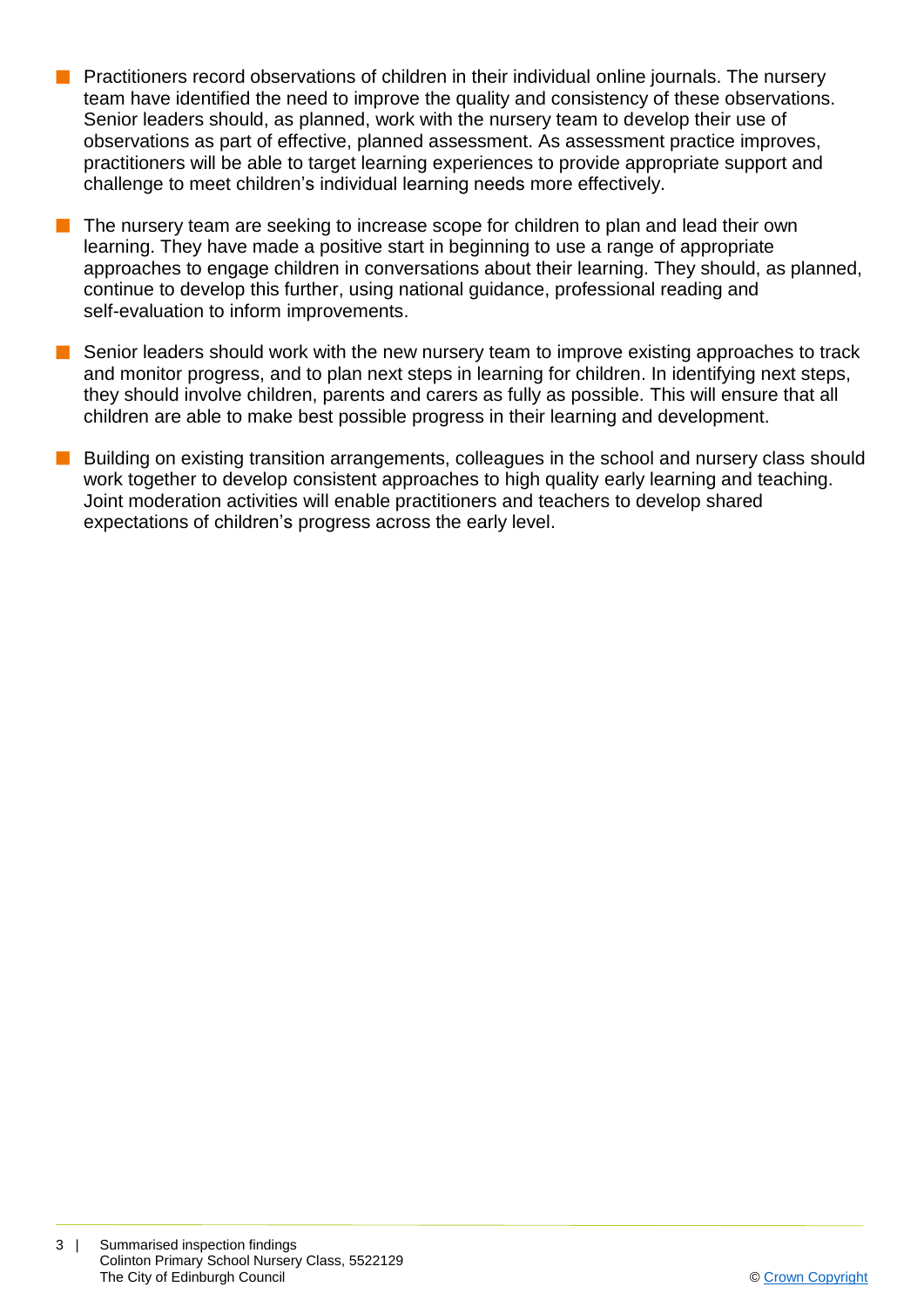- Practitioners record observations of children in their individual online journals. The nursery team have identified the need to improve the quality and consistency of these observations. Senior leaders should, as planned, work with the nursery team to develop their use of observations as part of effective, planned assessment. As assessment practice improves, practitioners will be able to target learning experiences to provide appropriate support and challenge to meet children's individual learning needs more effectively.

- The nursery team are seeking to increase scope for children to plan and lead their own learning. They have made a positive start in beginning to use a range of appropriate approaches to engage children in conversations about their learning. They should, as planned, continue to develop this further, using national guidance, professional reading and self-evaluation to inform improvements.

- Senior leaders should work with the new nursery team to improve existing approaches to track and monitor progress, and to plan next steps in learning for children. In identifying next steps, they should involve children, parents and carers as fully as possible. This will ensure that all children are able to make best possible progress in their learning and development.

- Building on existing transition arrangements, colleagues in the school and nursery class should work together to develop consistent approaches to high quality early learning and teaching. Joint moderation activities will enable practitioners and teachers to develop shared expectations of children's progress across the early level.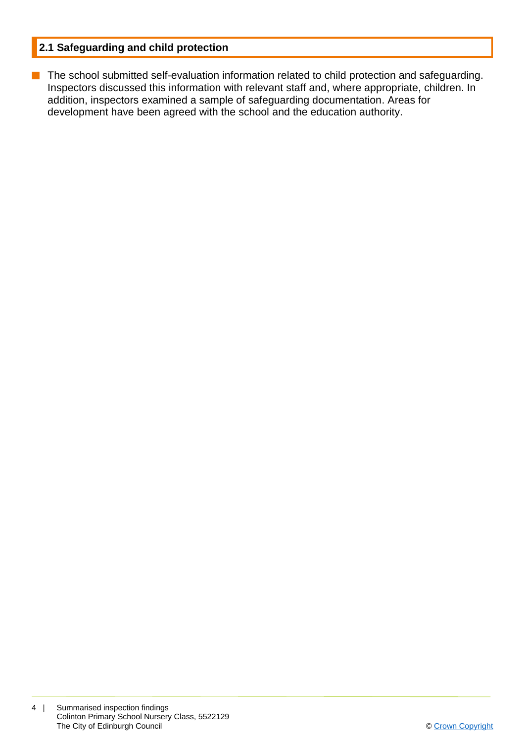## 2.1 Safeguarding and child protection

- The school submitted self-evaluation information related to child protection and safeguarding. Inspectors discussed this information with relevant staff and, where appropriate, children. In addition, inspectors examined a sample of safeguarding documentation. Areas for development have been agreed with the school and the education authority.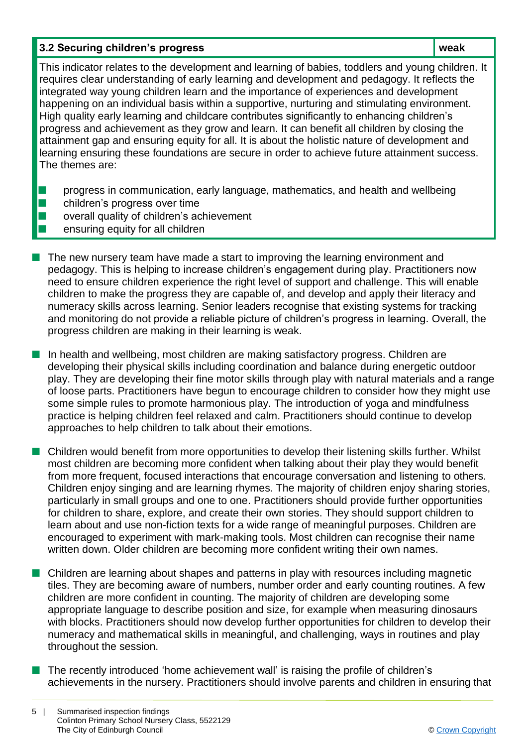| 3.2 Securing children's progress | weak |
| --- | --- |

This indicator relates to the development and learning of babies, toddlers and young children. It requires clear understanding of early learning and development and pedagogy. It reflects the integrated way young children learn and the importance of experiences and development happening on an individual basis within a supportive, nurturing and stimulating environment. High quality early learning and childcare contributes significantly to enhancing children's progress and achievement as they grow and learn. It can benefit all children by closing the attainment gap and ensuring equity for all. It is about the holistic nature of development and learning ensuring these foundations are secure in order to achieve future attainment success. The themes are:

- progress in communication, early language, mathematics, and health and wellbeing
- children's progress over time
- overall quality of children's achievement
- ensuring equity for all children

- The new nursery team have made a start to improving the learning environment and pedagogy. This is helping to increase children's engagement during play. Practitioners now need to ensure children experience the right level of support and challenge. This will enable children to make the progress they are capable of, and develop and apply their literacy and numeracy skills across learning. Senior leaders recognise that existing systems for tracking and monitoring do not provide a reliable picture of children's progress in learning. Overall, the progress children are making in their learning is weak.

- In health and wellbeing, most children are making satisfactory progress. Children are developing their physical skills including coordination and balance during energetic outdoor play. They are developing their fine motor skills through play with natural materials and a range of loose parts. Practitioners have begun to encourage children to consider how they might use some simple rules to promote harmonious play. The introduction of yoga and mindfulness practice is helping children feel relaxed and calm. Practitioners should continue to develop approaches to help children to talk about their emotions.

- Children would benefit from more opportunities to develop their listening skills further. Whilst most children are becoming more confident when talking about their play they would benefit from more frequent, focused interactions that encourage conversation and listening to others. Children enjoy singing and are learning rhymes. The majority of children enjoy sharing stories, particularly in small groups and one to one. Practitioners should provide further opportunities for children to share, explore, and create their own stories. They should support children to learn about and use non-fiction texts for a wide range of meaningful purposes. Children are encouraged to experiment with mark-making tools. Most children can recognise their name written down. Older children are becoming more confident writing their own names.

- Children are learning about shapes and patterns in play with resources including magnetic tiles. They are becoming aware of numbers, number order and early counting routines. A few children are more confident in counting. The majority of children are developing some appropriate language to describe position and size, for example when measuring dinosaurs with blocks. Practitioners should now develop further opportunities for children to develop their numeracy and mathematical skills in meaningful, and challenging, ways in routines and play throughout the session.

- The recently introduced 'home achievement wall' is raising the profile of children's achievements in the nursery. Practitioners should involve parents and children in ensuring that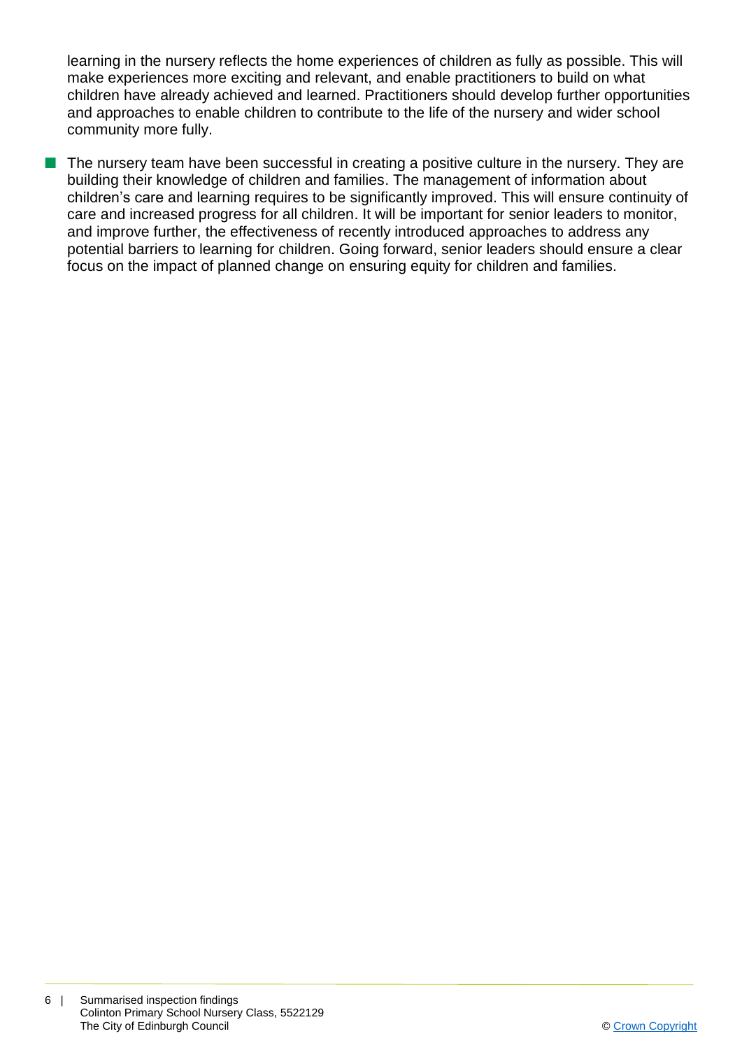learning in the nursery reflects the home experiences of children as fully as possible. This will make experiences more exciting and relevant, and enable practitioners to build on what children have already achieved and learned. Practitioners should develop further opportunities and approaches to enable children to contribute to the life of the nursery and wider school community more fully.

- The nursery team have been successful in creating a positive culture in the nursery. They are building their knowledge of children and families. The management of information about children's care and learning requires to be significantly improved. This will ensure continuity of care and increased progress for all children. It will be important for senior leaders to monitor, and improve further, the effectiveness of recently introduced approaches to address any potential barriers to learning for children. Going forward, senior leaders should ensure a clear focus on the impact of planned change on ensuring equity for children and families.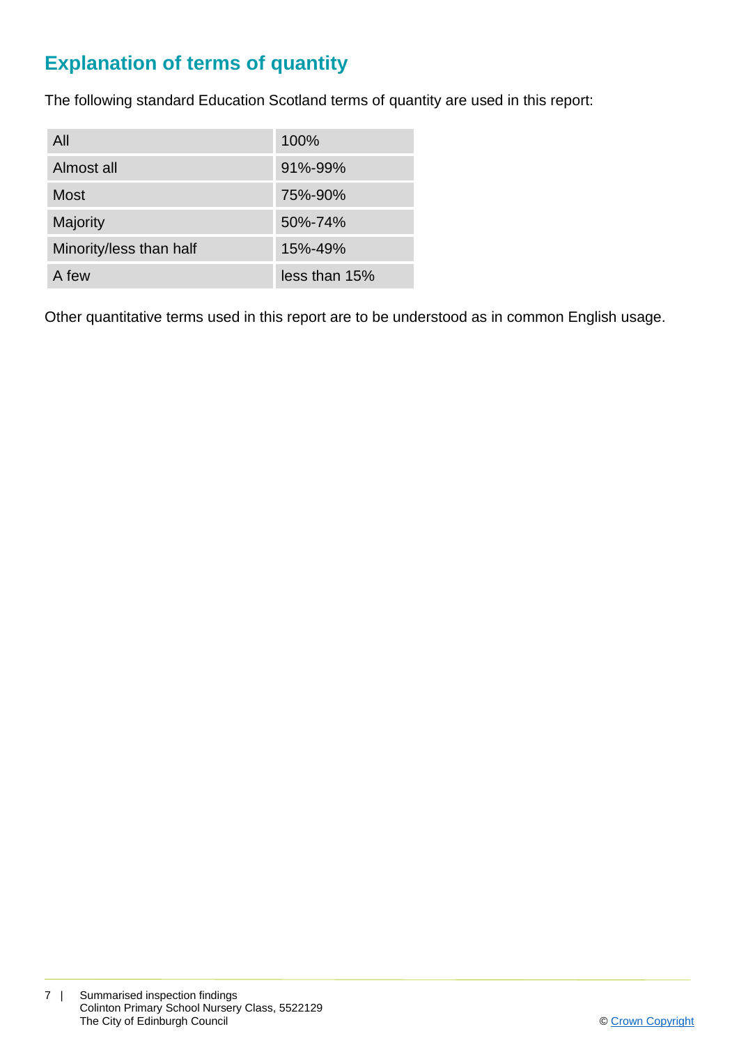## Explanation of terms of quantity

The following standard Education Scotland terms of quantity are used in this report:

| | |
|---|---|
| All | 100% |
| Almost all | 91%-99% |
| Most | 75%-90% |
| Majority | 50%-74% |
| Minority/less than half | 15%-49% |
| A few | less than 15% |

Other quantitative terms used in this report are to be understood as in common English usage.